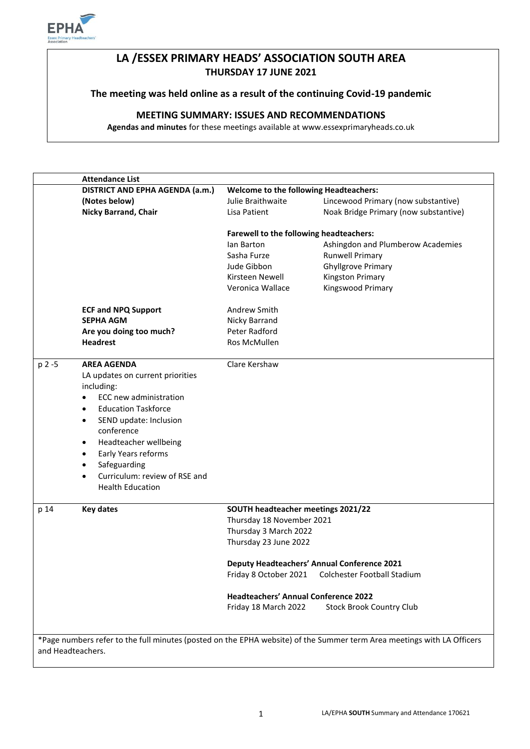# LA /ESSEX PRIMARY HEADS' ASSOCIATION SOUTH AREA

## THURSDAY 17 JUNE 2021

### The meeting was held online as a result of the continuing Covid-19 pandemic

### MEETING SUMMARY: ISSUES AND RECOMMENDATIONS

**Agendas and minutes** for these meetings available at www.essexprimaryheads.co.uk

| | **Attendance List** | | |
|---|---|---|---|
| | **DISTRICT AND EPHA AGENDA (a.m.)** | **Welcome to the following Headteachers:** | |
| | **(Notes below)** | Julie Braithwaite | Lincewood Primary (now substantive) |
| | **Nicky Barrand, Chair** | Lisa Patient | Noak Bridge Primary (now substantive) |
| | | **Farewell to the following headteachers:** | |
| | | Ian Barton | Ashingdon and Plumberow Academies |
| | | Sasha Furze | Runwell Primary |
| | | Jude Gibbon | Ghyllgrove Primary |
| | | Kirsteen Newell | Kingston Primary |
| | | Veronica Wallace | Kingswood Primary |
| | **ECF and NPQ Support** | Andrew Smith | |
| | **SEPHA AGM** | Nicky Barrand | |
| | **Are you doing too much?** | Peter Radford | |
| | **Headrest** | Ros McMullen | |
| p 2 -5 | **AREA AGENDA**<br>LA updates on current priorities including:<br>• ECC new administration<br>• Education Taskforce<br>• SEND update: Inclusion conference<br>• Headteacher wellbeing<br>• Early Years reforms<br>• Safeguarding<br>• Curriculum: review of RSE and Health Education | Clare Kershaw | |
| p 14 | **Key dates** | **SOUTH headteacher meetings 2021/22**<br>Thursday 18 November 2021<br>Thursday 3 March 2022<br>Thursday 23 June 2022 | |
| | | **Deputy Headteachers' Annual Conference 2021**<br>Friday 8 October 2021 | Colchester Football Stadium |
| | | **Headteachers' Annual Conference 2022**<br>Friday 18 March 2022 | Stock Brook Country Club |

*Page numbers refer to the full minutes (posted on the EPHA website) of the Summer term Area meetings with LA Officers and Headteachers.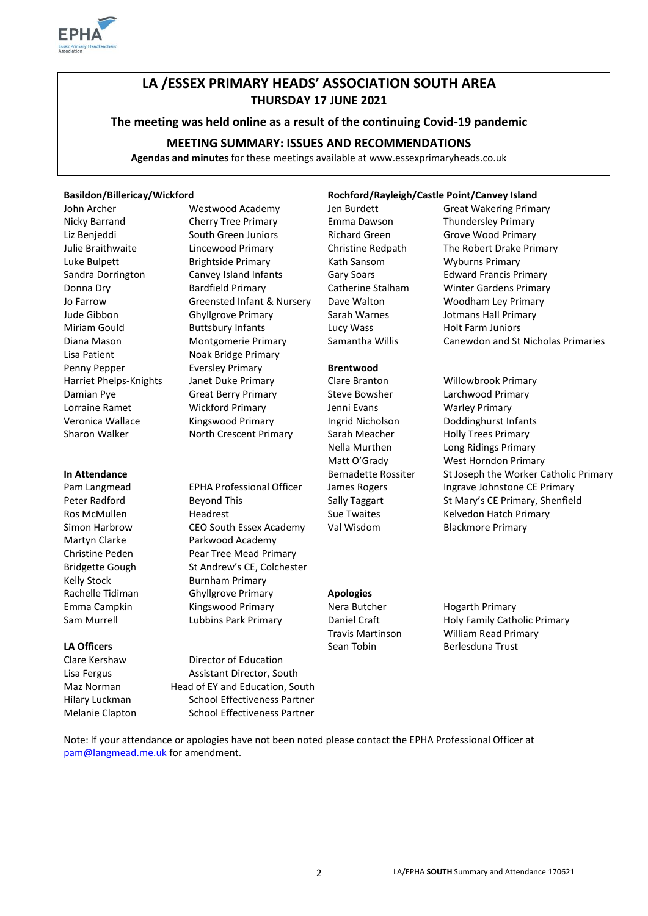## LA /ESSEX PRIMARY HEADS' ASSOCIATION SOUTH AREA
### THURSDAY 17 JUNE 2021

**The meeting was held online as a result of the continuing Covid-19 pandemic**

**MEETING SUMMARY: ISSUES AND RECOMMENDATIONS**

**Agendas and minutes** for these meetings available at www.essexprimaryheads.co.uk

**Basildon/Billericay/Wickford**

| | |
|---|---|
| John Archer | Westwood Academy |
| Nicky Barrand | Cherry Tree Primary |
| Liz Benjeddi | South Green Juniors |
| Julie Braithwaite | Lincewood Primary |
| Luke Bulpett | Brightside Primary |
| Sandra Dorrington | Canvey Island Infants |
| Donna Dry | Bardfield Primary |
| Jo Farrow | Greensted Infant & Nursery |
| Jude Gibbon | Ghyllgrove Primary |
| Miriam Gould | Buttsbury Infants |
| Diana Mason | Montgomerie Primary |
| Lisa Patient | Noak Bridge Primary |
| Penny Pepper | Eversley Primary |
| Harriet Phelps-Knights | Janet Duke Primary |
| Damian Pye | Great Berry Primary |
| Lorraine Ramet | Wickford Primary |
| Veronica Wallace | Kingswood Primary |
| Sharon Walker | North Crescent Primary |

**In Attendance**

| | |
|---|---|
| Pam Langmead | EPHA Professional Officer |
| Peter Radford | Beyond This |
| Ros McMullen | Headrest |
| Simon Harbrow | CEO South Essex Academy |
| Martyn Clarke | Parkwood Academy |
| Christine Peden | Pear Tree Mead Primary |
| Bridgette Gough | St Andrew's CE, Colchester |
| Kelly Stock | Burnham Primary |
| Rachelle Tidiman | Ghyllgrove Primary |
| Emma Campkin | Kingswood Primary |
| Sam Murrell | Lubbins Park Primary |

**LA Officers**

| | |
|---|---|
| Clare Kershaw | Director of Education |
| Lisa Fergus | Assistant Director, South |
| Maz Norman | Head of EY and Education, South |
| Hilary Luckman | School Effectiveness Partner |
| Melanie Clapton | School Effectiveness Partner |

**Rochford/Rayleigh/Castle Point/Canvey Island**

| | |
|---|---|
| Jen Burdett | Great Wakering Primary |
| Emma Dawson | Thundersley Primary |
| Richard Green | Grove Wood Primary |
| Christine Redpath | The Robert Drake Primary |
| Kath Sansom | Wyburns Primary |
| Gary Soars | Edward Francis Primary |
| Catherine Stalham | Winter Gardens Primary |
| Dave Walton | Woodham Ley Primary |
| Sarah Warnes | Jotmans Hall Primary |
| Lucy Wass | Holt Farm Juniors |
| Samantha Willis | Canewdon and St Nicholas Primaries |

**Brentwood**

| | |
|---|---|
| Clare Branton | Willowbrook Primary |
| Steve Bowsher | Larchwood Primary |
| Jenni Evans | Warley Primary |
| Ingrid Nicholson | Doddinghurst Infants |
| Sarah Meacher | Holly Trees Primary |
| Nella Murthen | Long Ridings Primary |
| Matt O'Grady | West Horndon Primary |
| Bernadette Rossiter | St Joseph the Worker Catholic Primary |
| James Rogers | Ingrave Johnstone CE Primary |
| Sally Taggart | St Mary's CE Primary, Shenfield |
| Sue Twaites | Kelvedon Hatch Primary |
| Val Wisdom | Blackmore Primary |

**Apologies**

| | |
|---|---|
| Nera Butcher | Hogarth Primary |
| Daniel Craft | Holy Family Catholic Primary |
| Travis Martinson | William Read Primary |
| Sean Tobin | Berlesduna Trust |

Note: If your attendance or apologies have not been noted please contact the EPHA Professional Officer at pam@langmead.me.uk for amendment.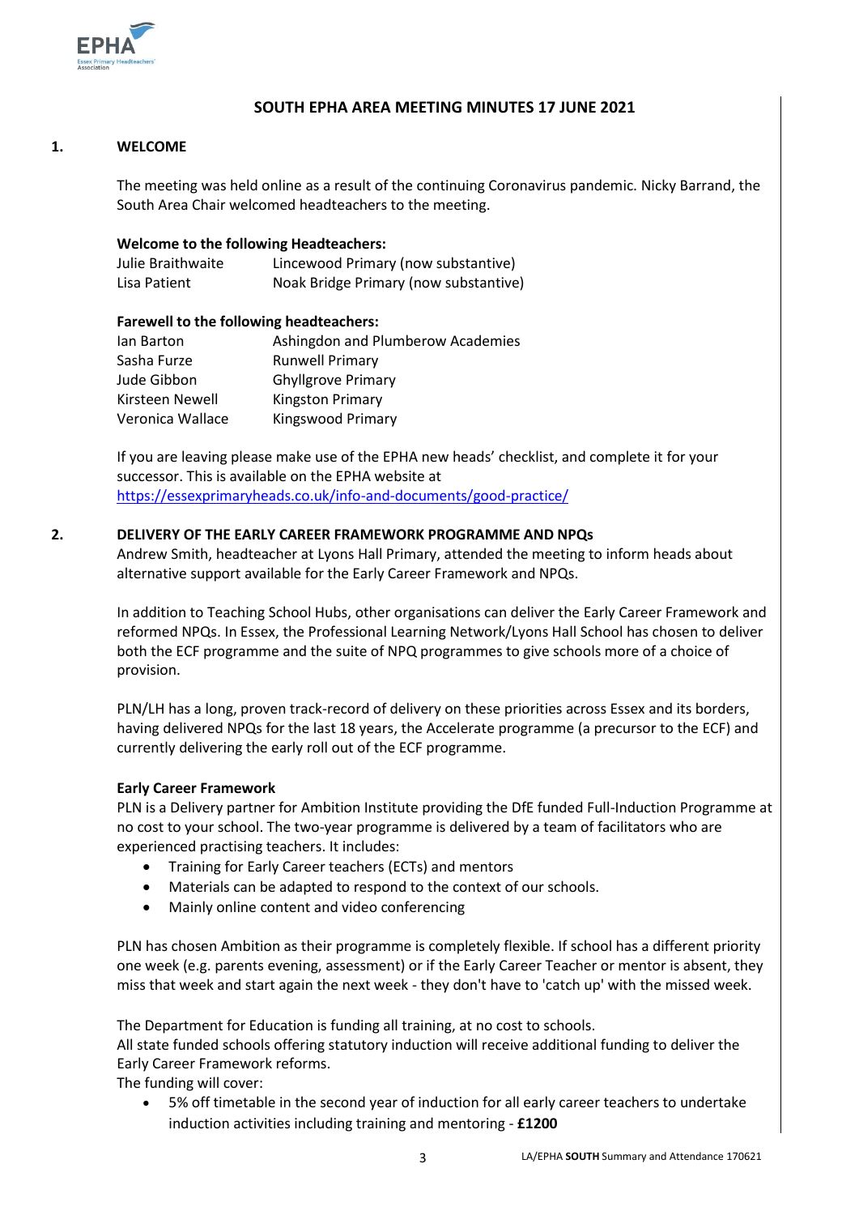# SOUTH EPHA AREA MEETING MINUTES 17 JUNE 2021

## 1. WELCOME

The meeting was held online as a result of the continuing Coronavirus pandemic. Nicky Barrand, the South Area Chair welcomed headteachers to the meeting.

**Welcome to the following Headteachers:**

| | |
|---|---|
| Julie Braithwaite | Lincewood Primary (now substantive) |
| Lisa Patient | Noak Bridge Primary (now substantive) |

**Farewell to the following headteachers:**

| | |
|---|---|
| Ian Barton | Ashingdon and Plumberow Academies |
| Sasha Furze | Runwell Primary |
| Jude Gibbon | Ghyllgrove Primary |
| Kirsteen Newell | Kingston Primary |
| Veronica Wallace | Kingswood Primary |

If you are leaving please make use of the EPHA new heads' checklist, and complete it for your successor. This is available on the EPHA website at https://essexprimaryheads.co.uk/info-and-documents/good-practice/

## 2. DELIVERY OF THE EARLY CAREER FRAMEWORK PROGRAMME AND NPQs

Andrew Smith, headteacher at Lyons Hall Primary, attended the meeting to inform heads about alternative support available for the Early Career Framework and NPQs.

In addition to Teaching School Hubs, other organisations can deliver the Early Career Framework and reformed NPQs. In Essex, the Professional Learning Network/Lyons Hall School has chosen to deliver both the ECF programme and the suite of NPQ programmes to give schools more of a choice of provision.

PLN/LH has a long, proven track-record of delivery on these priorities across Essex and its borders, having delivered NPQs for the last 18 years, the Accelerate programme (a precursor to the ECF) and currently delivering the early roll out of the ECF programme.

**Early Career Framework**

PLN is a Delivery partner for Ambition Institute providing the DfE funded Full-Induction Programme at no cost to your school. The two-year programme is delivered by a team of facilitators who are experienced practising teachers. It includes:

- Training for Early Career teachers (ECTs) and mentors
- Materials can be adapted to respond to the context of our schools.
- Mainly online content and video conferencing

PLN has chosen Ambition as their programme is completely flexible. If school has a different priority one week (e.g. parents evening, assessment) or if the Early Career Teacher or mentor is absent, they miss that week and start again the next week - they don't have to 'catch up' with the missed week.

The Department for Education is funding all training, at no cost to schools.
All state funded schools offering statutory induction will receive additional funding to deliver the Early Career Framework reforms.
The funding will cover:

- 5% off timetable in the second year of induction for all early career teachers to undertake induction activities including training and mentoring - **£1200**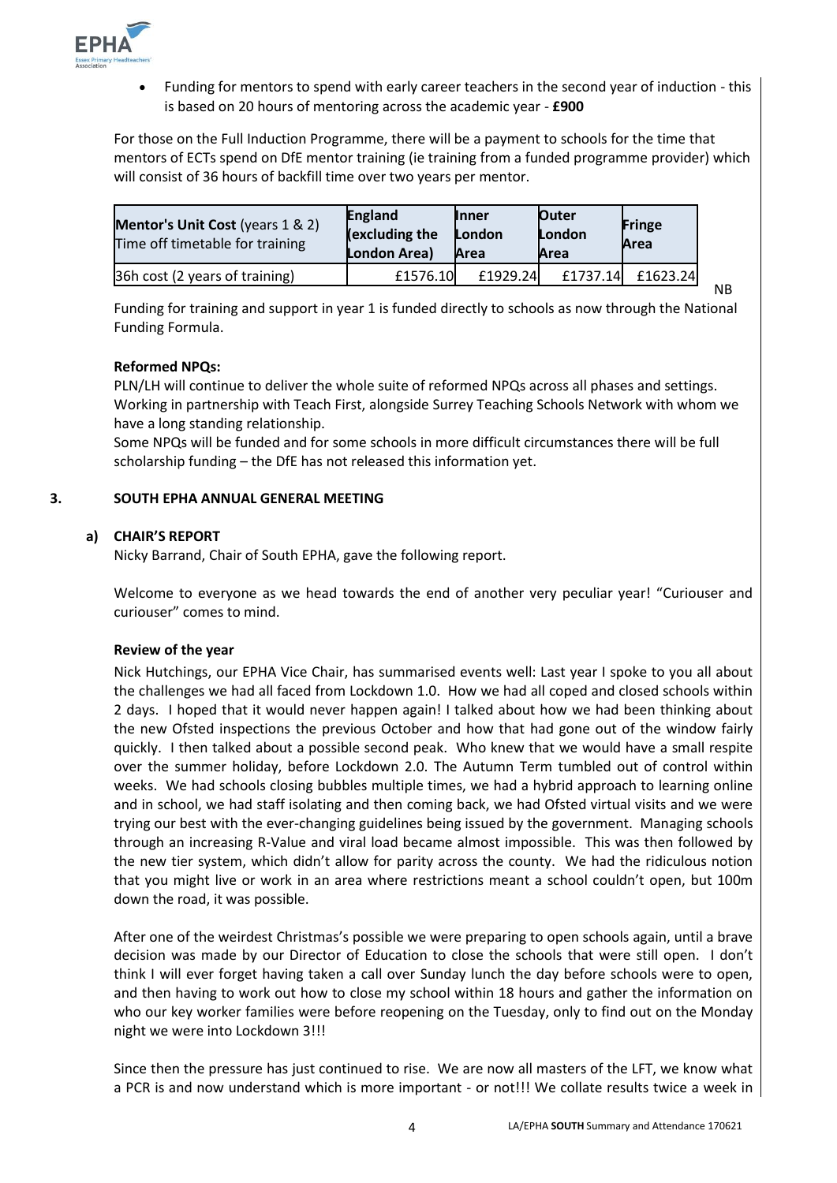- Funding for mentors to spend with early career teachers in the second year of induction - this is based on 20 hours of mentoring across the academic year - **£900**

For those on the Full Induction Programme, there will be a payment to schools for the time that mentors of ECTs spend on DfE mentor training (ie training from a funded programme provider) which will consist of 36 hours of backfill time over two years per mentor.

| **Mentor's Unit Cost** (years 1 & 2) Time off timetable for training | **England (excluding the London Area)** | **Inner London Area** | **Outer London Area** | **Fringe Area** |
|---|---|---|---|---|
| 36h cost (2 years of training) | £1576.10 | £1929.24 | £1737.14 | £1623.24 |

NB

Funding for training and support in year 1 is funded directly to schools as now through the National Funding Formula.

**Reformed NPQs:**

PLN/LH will continue to deliver the whole suite of reformed NPQs across all phases and settings. Working in partnership with Teach First, alongside Surrey Teaching Schools Network with whom we have a long standing relationship.

Some NPQs will be funded and for some schools in more difficult circumstances there will be full scholarship funding – the DfE has not released this information yet.

## 3. SOUTH EPHA ANNUAL GENERAL MEETING

### a) CHAIR'S REPORT

Nicky Barrand, Chair of South EPHA, gave the following report.

Welcome to everyone as we head towards the end of another very peculiar year! "Curiouser and curiouser" comes to mind.

**Review of the year**

Nick Hutchings, our EPHA Vice Chair, has summarised events well: Last year I spoke to you all about the challenges we had all faced from Lockdown 1.0. How we had all coped and closed schools within 2 days. I hoped that it would never happen again! I talked about how we had been thinking about the new Ofsted inspections the previous October and how that had gone out of the window fairly quickly. I then talked about a possible second peak. Who knew that we would have a small respite over the summer holiday, before Lockdown 2.0. The Autumn Term tumbled out of control within weeks. We had schools closing bubbles multiple times, we had a hybrid approach to learning online and in school, we had staff isolating and then coming back, we had Ofsted virtual visits and we were trying our best with the ever-changing guidelines being issued by the government. Managing schools through an increasing R-Value and viral load became almost impossible. This was then followed by the new tier system, which didn't allow for parity across the county. We had the ridiculous notion that you might live or work in an area where restrictions meant a school couldn't open, but 100m down the road, it was possible.

After one of the weirdest Christmas's possible we were preparing to open schools again, until a brave decision was made by our Director of Education to close the schools that were still open. I don't think I will ever forget having taken a call over Sunday lunch the day before schools were to open, and then having to work out how to close my school within 18 hours and gather the information on who our key worker families were before reopening on the Tuesday, only to find out on the Monday night we were into Lockdown 3!!!

Since then the pressure has just continued to rise. We are now all masters of the LFT, we know what a PCR is and now understand which is more important - or not!!! We collate results twice a week in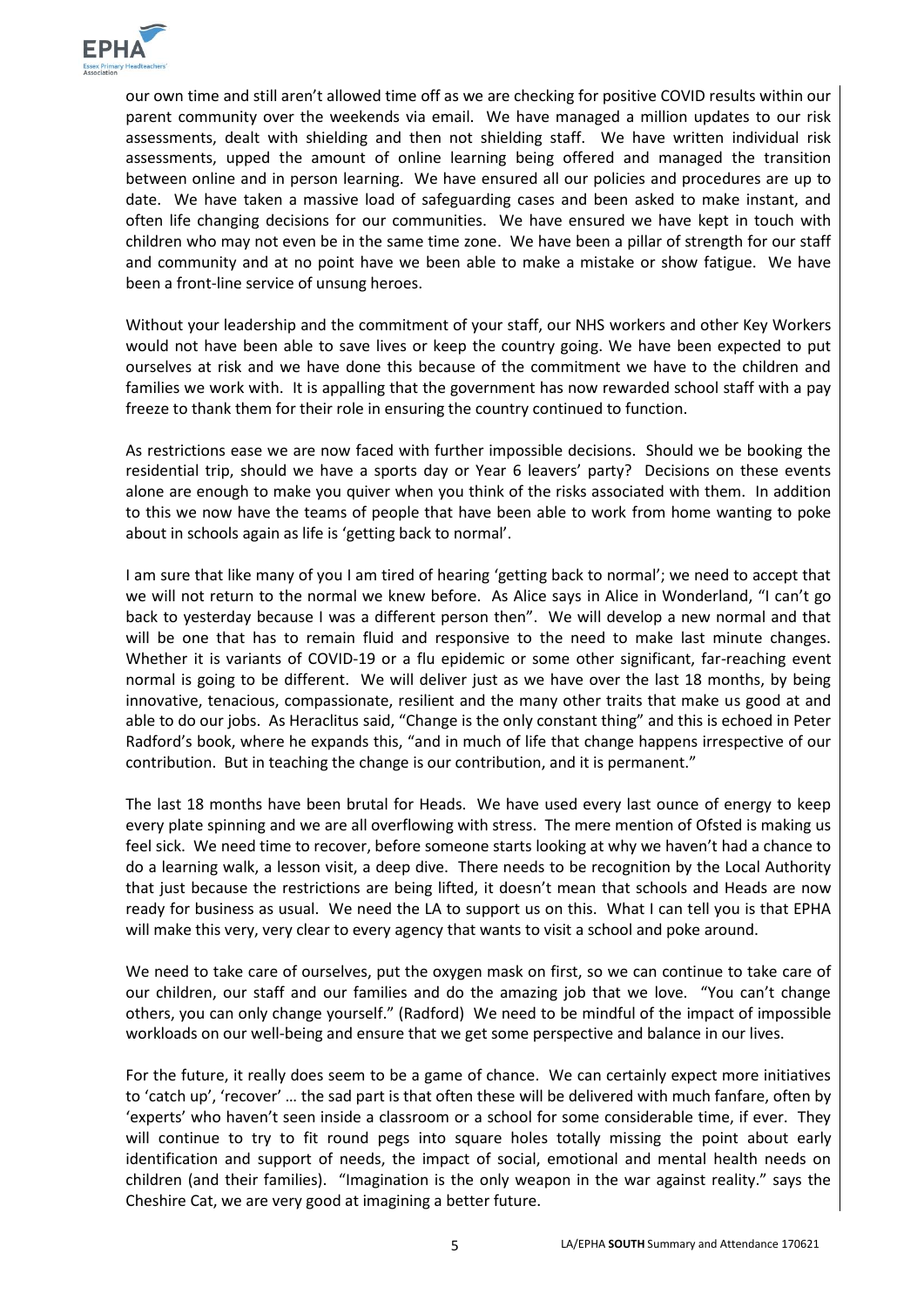our own time and still aren't allowed time off as we are checking for positive COVID results within our parent community over the weekends via email. We have managed a million updates to our risk assessments, dealt with shielding and then not shielding staff. We have written individual risk assessments, upped the amount of online learning being offered and managed the transition between online and in person learning. We have ensured all our policies and procedures are up to date. We have taken a massive load of safeguarding cases and been asked to make instant, and often life changing decisions for our communities. We have ensured we have kept in touch with children who may not even be in the same time zone. We have been a pillar of strength for our staff and community and at no point have we been able to make a mistake or show fatigue. We have been a front-line service of unsung heroes.

Without your leadership and the commitment of your staff, our NHS workers and other Key Workers would not have been able to save lives or keep the country going. We have been expected to put ourselves at risk and we have done this because of the commitment we have to the children and families we work with. It is appalling that the government has now rewarded school staff with a pay freeze to thank them for their role in ensuring the country continued to function.

As restrictions ease we are now faced with further impossible decisions. Should we be booking the residential trip, should we have a sports day or Year 6 leavers' party? Decisions on these events alone are enough to make you quiver when you think of the risks associated with them. In addition to this we now have the teams of people that have been able to work from home wanting to poke about in schools again as life is 'getting back to normal'.

I am sure that like many of you I am tired of hearing 'getting back to normal'; we need to accept that we will not return to the normal we knew before. As Alice says in Alice in Wonderland, "I can't go back to yesterday because I was a different person then". We will develop a new normal and that will be one that has to remain fluid and responsive to the need to make last minute changes. Whether it is variants of COVID-19 or a flu epidemic or some other significant, far-reaching event normal is going to be different. We will deliver just as we have over the last 18 months, by being innovative, tenacious, compassionate, resilient and the many other traits that make us good at and able to do our jobs. As Heraclitus said, "Change is the only constant thing" and this is echoed in Peter Radford's book, where he expands this, "and in much of life that change happens irrespective of our contribution. But in teaching the change is our contribution, and it is permanent."

The last 18 months have been brutal for Heads. We have used every last ounce of energy to keep every plate spinning and we are all overflowing with stress. The mere mention of Ofsted is making us feel sick. We need time to recover, before someone starts looking at why we haven't had a chance to do a learning walk, a lesson visit, a deep dive. There needs to be recognition by the Local Authority that just because the restrictions are being lifted, it doesn't mean that schools and Heads are now ready for business as usual. We need the LA to support us on this. What I can tell you is that EPHA will make this very, very clear to every agency that wants to visit a school and poke around.

We need to take care of ourselves, put the oxygen mask on first, so we can continue to take care of our children, our staff and our families and do the amazing job that we love. "You can't change others, you can only change yourself." (Radford) We need to be mindful of the impact of impossible workloads on our well-being and ensure that we get some perspective and balance in our lives.

For the future, it really does seem to be a game of chance. We can certainly expect more initiatives to 'catch up', 'recover' … the sad part is that often these will be delivered with much fanfare, often by 'experts' who haven't seen inside a classroom or a school for some considerable time, if ever. They will continue to try to fit round pegs into square holes totally missing the point about early identification and support of needs, the impact of social, emotional and mental health needs on children (and their families). "Imagination is the only weapon in the war against reality." says the Cheshire Cat, we are very good at imagining a better future.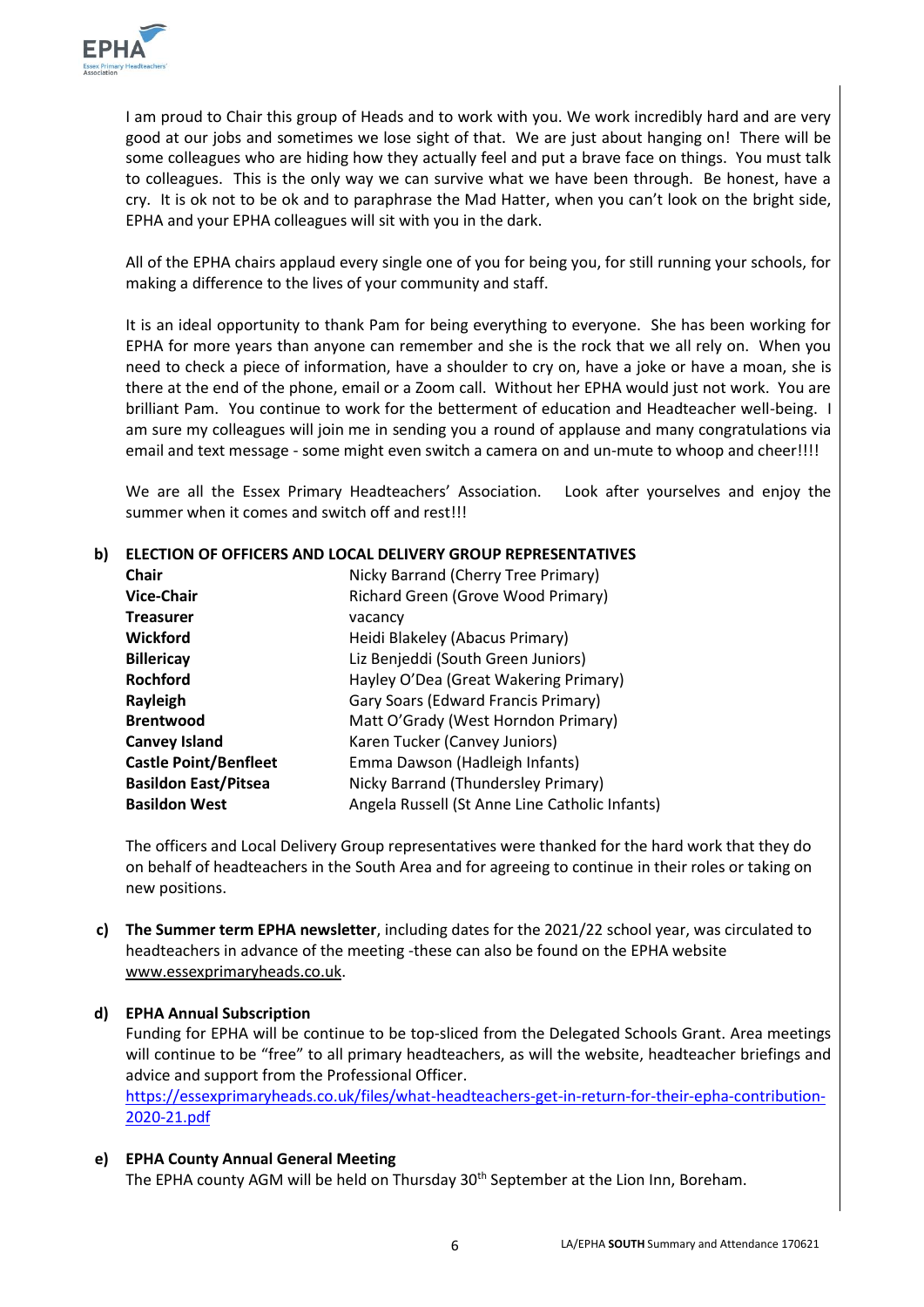I am proud to Chair this group of Heads and to work with you. We work incredibly hard and are very good at our jobs and sometimes we lose sight of that. We are just about hanging on! There will be some colleagues who are hiding how they actually feel and put a brave face on things. You must talk to colleagues. This is the only way we can survive what we have been through. Be honest, have a cry. It is ok not to be ok and to paraphrase the Mad Hatter, when you can't look on the bright side, EPHA and your EPHA colleagues will sit with you in the dark.

All of the EPHA chairs applaud every single one of you for being you, for still running your schools, for making a difference to the lives of your community and staff.

It is an ideal opportunity to thank Pam for being everything to everyone. She has been working for EPHA for more years than anyone can remember and she is the rock that we all rely on. When you need to check a piece of information, have a shoulder to cry on, have a joke or have a moan, she is there at the end of the phone, email or a Zoom call. Without her EPHA would just not work. You are brilliant Pam. You continue to work for the betterment of education and Headteacher well-being. I am sure my colleagues will join me in sending you a round of applause and many congratulations via email and text message - some might even switch a camera on and un-mute to whoop and cheer!!!!

We are all the Essex Primary Headteachers' Association. Look after yourselves and enjoy the summer when it comes and switch off and rest!!!

**b) ELECTION OF OFFICERS AND LOCAL DELIVERY GROUP REPRESENTATIVES**

| | |
|---|---|
| **Chair** | Nicky Barrand (Cherry Tree Primary) |
| **Vice-Chair** | Richard Green (Grove Wood Primary) |
| **Treasurer** | vacancy |
| **Wickford** | Heidi Blakeley (Abacus Primary) |
| **Billericay** | Liz Benjeddi (South Green Juniors) |
| **Rochford** | Hayley O'Dea (Great Wakering Primary) |
| **Rayleigh** | Gary Soars (Edward Francis Primary) |
| **Brentwood** | Matt O'Grady (West Horndon Primary) |
| **Canvey Island** | Karen Tucker (Canvey Juniors) |
| **Castle Point/Benfleet** | Emma Dawson (Hadleigh Infants) |
| **Basildon East/Pitsea** | Nicky Barrand (Thundersley Primary) |
| **Basildon West** | Angela Russell (St Anne Line Catholic Infants) |

The officers and Local Delivery Group representatives were thanked for the hard work that they do on behalf of headteachers in the South Area and for agreeing to continue in their roles or taking on new positions.

**c) The Summer term EPHA newsletter**, including dates for the 2021/22 school year, was circulated to headteachers in advance of the meeting -these can also be found on the EPHA website www.essexprimaryheads.co.uk.

**d) EPHA Annual Subscription**

Funding for EPHA will be continue to be top-sliced from the Delegated Schools Grant. Area meetings will continue to be "free" to all primary headteachers, as will the website, headteacher briefings and advice and support from the Professional Officer.
https://essexprimaryheads.co.uk/files/what-headteachers-get-in-return-for-their-epha-contribution-2020-21.pdf

**e) EPHA County Annual General Meeting**

The EPHA county AGM will be held on Thursday 30th September at the Lion Inn, Boreham.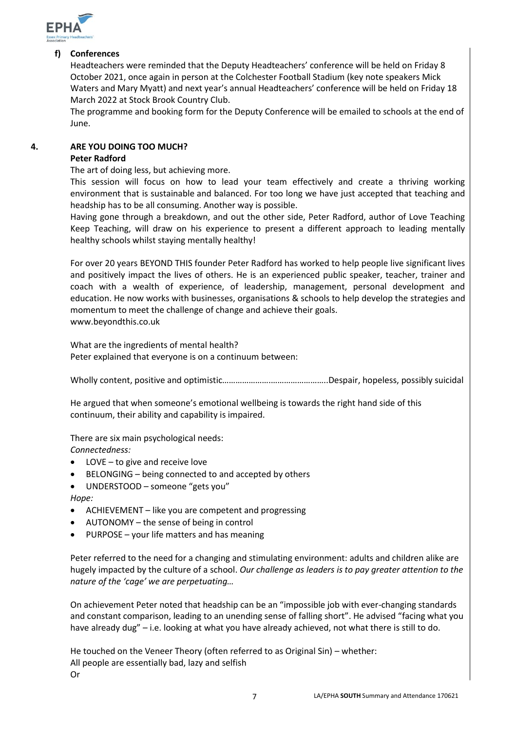### f) Conferences

Headteachers were reminded that the Deputy Headteachers' conference will be held on Friday 8 October 2021, once again in person at the Colchester Football Stadium (key note speakers Mick Waters and Mary Myatt) and next year's annual Headteachers' conference will be held on Friday 18 March 2022 at Stock Brook Country Club.

The programme and booking form for the Deputy Conference will be emailed to schools at the end of June.

## 4. ARE YOU DOING TOO MUCH?

**Peter Radford**

The art of doing less, but achieving more.

This session will focus on how to lead your team effectively and create a thriving working environment that is sustainable and balanced. For too long we have just accepted that teaching and headship has to be all consuming. Another way is possible.

Having gone through a breakdown, and out the other side, Peter Radford, author of Love Teaching Keep Teaching, will draw on his experience to present a different approach to leading mentally healthy schools whilst staying mentally healthy!

For over 20 years BEYOND THIS founder Peter Radford has worked to help people live significant lives and positively impact the lives of others. He is an experienced public speaker, teacher, trainer and coach with a wealth of experience, of leadership, management, personal development and education. He now works with businesses, organisations & schools to help develop the strategies and momentum to meet the challenge of change and achieve their goals.
www.beyondthis.co.uk

What are the ingredients of mental health?
Peter explained that everyone is on a continuum between:

Wholly content, positive and optimistic…………………………………………Despair, hopeless, possibly suicidal

He argued that when someone's emotional wellbeing is towards the right hand side of this continuum, their ability and capability is impaired.

There are six main psychological needs:
*Connectedness:*

- LOVE – to give and receive love
- BELONGING – being connected to and accepted by others
- UNDERSTOOD – someone "gets you"

*Hope:*

- ACHIEVEMENT – like you are competent and progressing
- AUTONOMY – the sense of being in control
- PURPOSE – your life matters and has meaning

Peter referred to the need for a changing and stimulating environment: adults and children alike are hugely impacted by the culture of a school. *Our challenge as leaders is to pay greater attention to the nature of the 'cage' we are perpetuating…*

On achievement Peter noted that headship can be an "impossible job with ever-changing standards and constant comparison, leading to an unending sense of falling short". He advised "facing what you have already dug" – i.e. looking at what you have already achieved, not what there is still to do.

He touched on the Veneer Theory (often referred to as Original Sin) – whether:
All people are essentially bad, lazy and selfish
Or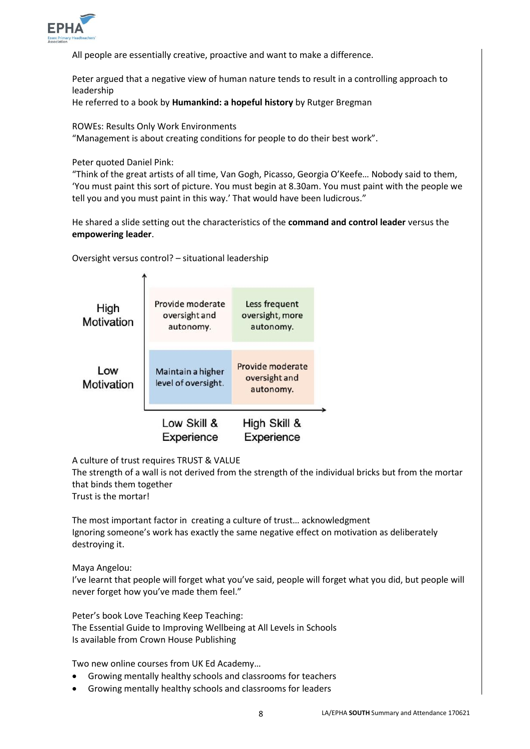All people are essentially creative, proactive and want to make a difference.

Peter argued that a negative view of human nature tends to result in a controlling approach to leadership
He referred to a book by **Humankind: a hopeful history** by Rutger Bregman

ROWEs: Results Only Work Environments
"Management is about creating conditions for people to do their best work".

Peter quoted Daniel Pink:
"Think of the great artists of all time, Van Gogh, Picasso, Georgia O'Keefe… Nobody said to them, 'You must paint this sort of picture. You must begin at 8.30am. You must paint with the people we tell you and you must paint in this way.' That would have been ludicrous."

He shared a slide setting out the characteristics of the **command and control leader** versus the **empowering leader**.

Oversight versus control? – situational leadership

| | Low Skill & Experience | High Skill & Experience |
|---|---|---|
| High Motivation | Provide moderate oversight and autonomy. | Less frequent oversight, more autonomy. |
| Low Motivation | Maintain a higher level of oversight. | Provide moderate oversight and autonomy. |

A culture of trust requires TRUST & VALUE
The strength of a wall is not derived from the strength of the individual bricks but from the mortar that binds them together
Trust is the mortar!

The most important factor in creating a culture of trust… acknowledgment
Ignoring someone's work has exactly the same negative effect on motivation as deliberately destroying it.

Maya Angelou:
I've learnt that people will forget what you've said, people will forget what you did, but people will never forget how you've made them feel."

Peter's book Love Teaching Keep Teaching:
The Essential Guide to Improving Wellbeing at All Levels in Schools
Is available from Crown House Publishing

Two new online courses from UK Ed Academy…

- Growing mentally healthy schools and classrooms for teachers
- Growing mentally healthy schools and classrooms for leaders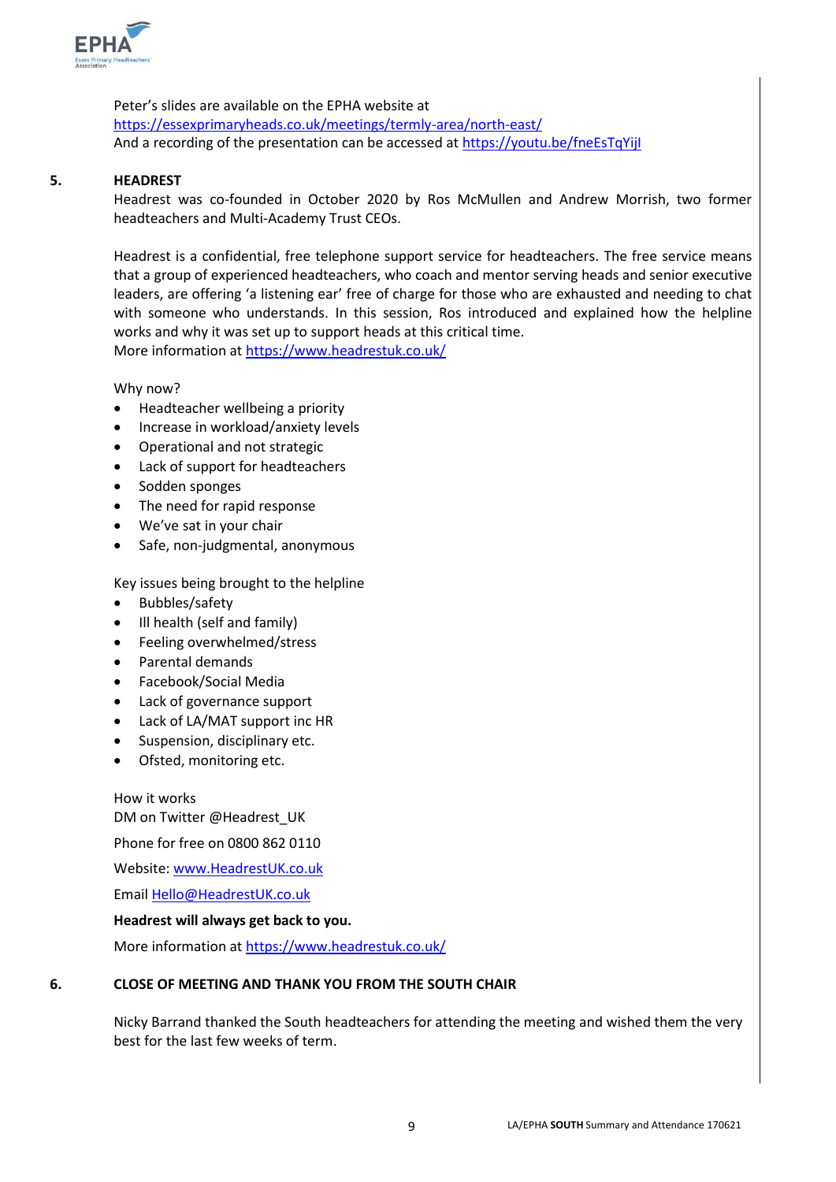Peter's slides are available on the EPHA website at https://essexprimaryheads.co.uk/meetings/termly-area/north-east/
And a recording of the presentation can be accessed at https://youtu.be/fneEsTqYijI

## 5. HEADREST

Headrest was co-founded in October 2020 by Ros McMullen and Andrew Morrish, two former headteachers and Multi-Academy Trust CEOs.

Headrest is a confidential, free telephone support service for headteachers. The free service means that a group of experienced headteachers, who coach and mentor serving heads and senior executive leaders, are offering 'a listening ear' free of charge for those who are exhausted and needing to chat with someone who understands. In this session, Ros introduced and explained how the helpline works and why it was set up to support heads at this critical time.
More information at https://www.headrestuk.co.uk/

Why now?

- Headteacher wellbeing a priority
- Increase in workload/anxiety levels
- Operational and not strategic
- Lack of support for headteachers
- Sodden sponges
- The need for rapid response
- We've sat in your chair
- Safe, non-judgmental, anonymous

Key issues being brought to the helpline

- Bubbles/safety
- Ill health (self and family)
- Feeling overwhelmed/stress
- Parental demands
- Facebook/Social Media
- Lack of governance support
- Lack of LA/MAT support inc HR
- Suspension, disciplinary etc.
- Ofsted, monitoring etc.

How it works
DM on Twitter @Headrest_UK

Phone for free on 0800 862 0110

Website: www.HeadrestUK.co.uk

Email Hello@HeadrestUK.co.uk

**Headrest will always get back to you.**

More information at https://www.headrestuk.co.uk/

## 6. CLOSE OF MEETING AND THANK YOU FROM THE SOUTH CHAIR

Nicky Barrand thanked the South headteachers for attending the meeting and wished them the very best for the last few weeks of term.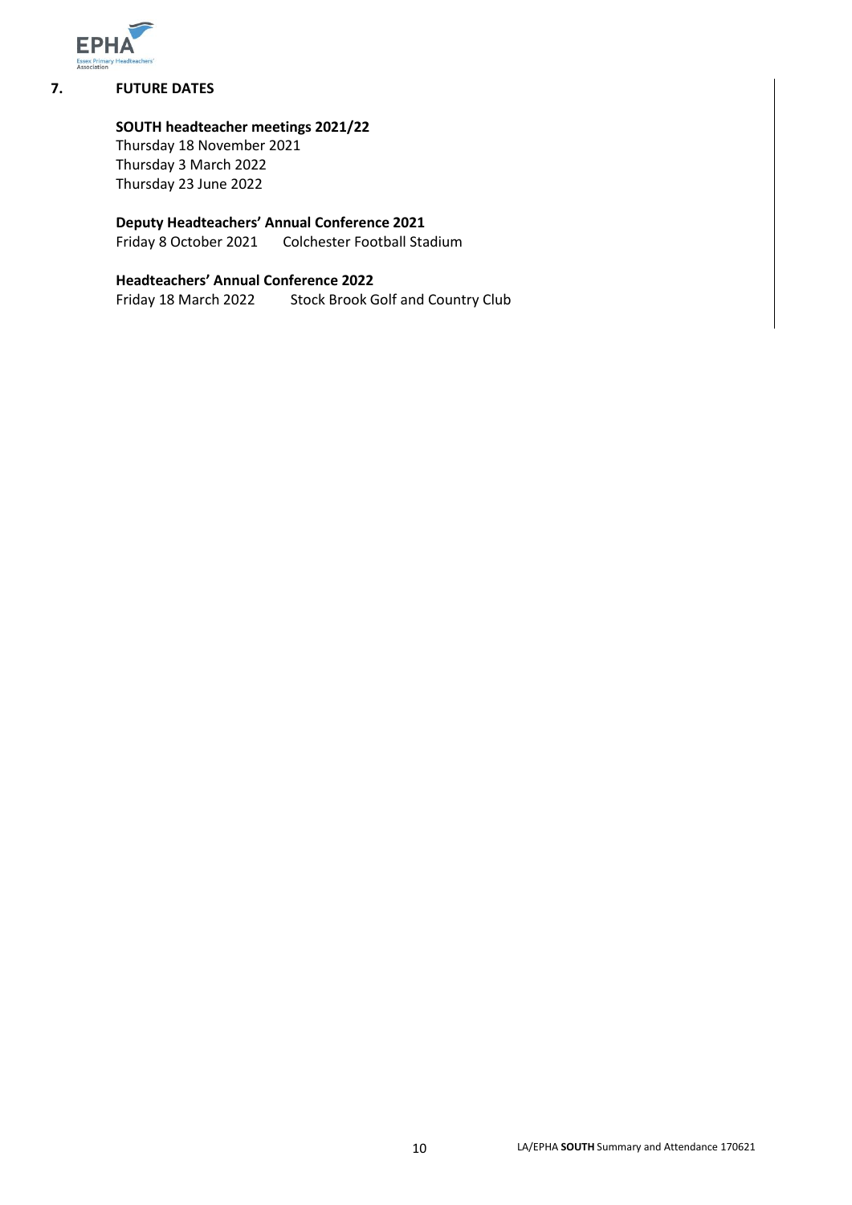## 7. FUTURE DATES

**SOUTH headteacher meetings 2021/22**

Thursday 18 November 2021
Thursday 3 March 2022
Thursday 23 June 2022

**Deputy Headteachers' Annual Conference 2021**

Friday 8 October 2021 Colchester Football Stadium

**Headteachers' Annual Conference 2022**

Friday 18 March 2022 Stock Brook Golf and Country Club